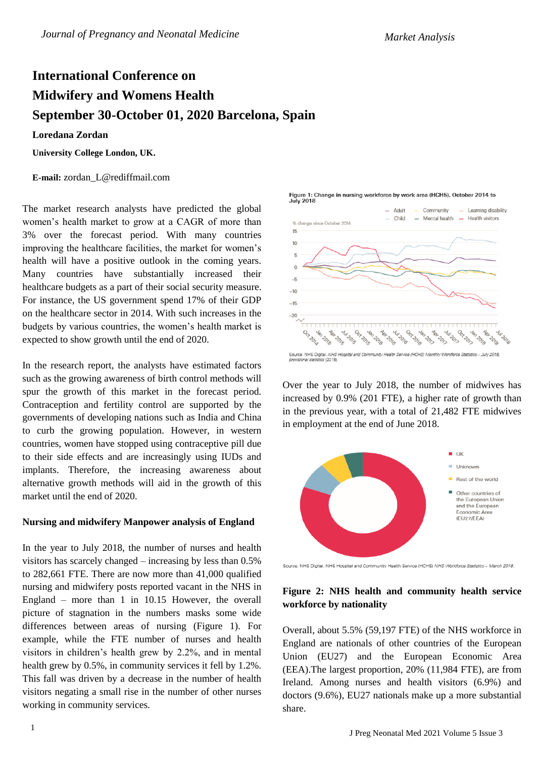# International Conference on Midwifery and Womens Health

# September 30-October 01, 2020 Barcelona, Spain

**Loredana Zordan**

**University College London, UK.**

**E-mail:** zordan_L@rediffmail.com

The market research analysts have predicted the global women's health market to grow at a CAGR of more than 3% over the forecast period. With many countries improving the healthcare facilities, the market for women's health will have a positive outlook in the coming years. Many countries have substantially increased their healthcare budgets as a part of their social security measure. For instance, the US government spend 17% of their GDP on the healthcare sector in 2014. With such increases in the budgets by various countries, the women's health market is expected to show growth until the end of 2020.

In the research report, the analysts have estimated factors such as the growing awareness of birth control methods will spur the growth of this market in the forecast period. Contraception and fertility control are supported by the governments of developing nations such as India and China to curb the growing population. However, in western countries, women have stopped using contraceptive pill due to their side effects and are increasingly using IUDs and implants. Therefore, the increasing awareness about alternative growth methods will aid in the growth of this market until the end of 2020.

## Nursing and midwifery Manpower analysis of England

In the year to July 2018, the number of nurses and health visitors has scarcely changed – increasing by less than 0.5% to 282,661 FTE. There are now more than 41,000 qualified nursing and midwifery posts reported vacant in the NHS in England – more than 1 in 10.15 However, the overall picture of stagnation in the numbers masks some wide differences between areas of nursing (Figure 1). For example, while the FTE number of nurses and health visitors in children's health grew by 2.2%, and in mental health grew by 0.5%, in community services it fell by 1.2%. This fall was driven by a decrease in the number of health visitors negating a small rise in the number of other nurses working in community services.

Figure 1: Change in nursing workforce by work area (HCHS), October 2014 to July 2018

Source: NHS Digital. *NHS Hospital and Community Health Service (HCHS) Monthly Workforce Statistics – July 2018, provisional statistics* (2018).

Over the year to July 2018, the number of midwives has increased by 0.9% (201 FTE), a higher rate of growth than in the previous year, with a total of 21,482 FTE midwives in employment at the end of June 2018.

Source: NHS Digital. NHS Hospital and Community Health Service (HCHS) *NHS Workforce Statistics – March 2018.*

**Figure 2: NHS health and community health service workforce by nationality**

Overall, about 5.5% (59,197 FTE) of the NHS workforce in England are nationals of other countries of the European Union (EU27) and the European Economic Area (EEA).The largest proportion, 20% (11,984 FTE), are from Ireland. Among nurses and health visitors (6.9%) and doctors (9.6%), EU27 nationals make up a more substantial share.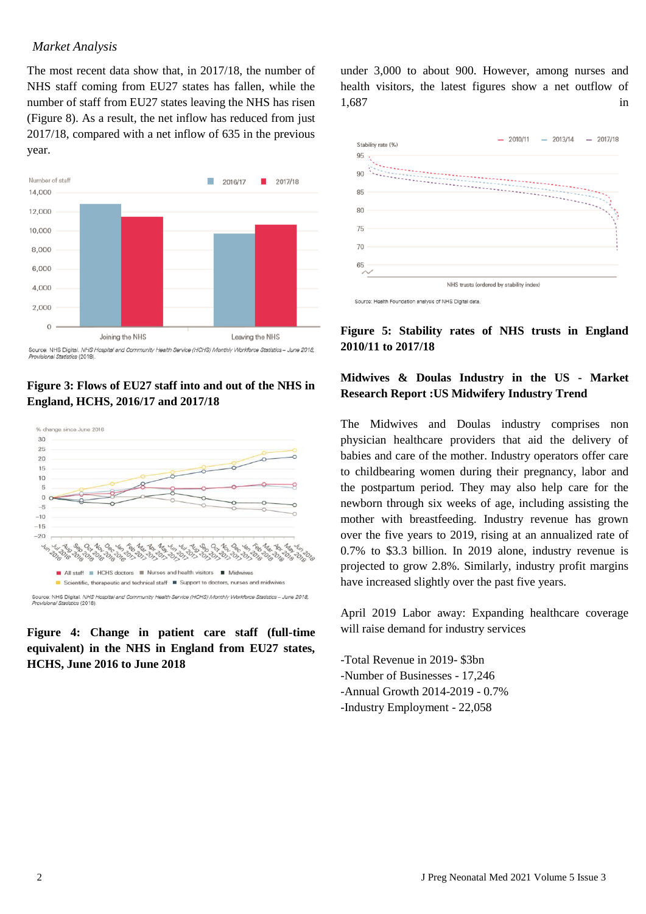*Market Analysis*

The most recent data show that, in 2017/18, the number of NHS staff coming from EU27 states has fallen, while the number of staff from EU27 states leaving the NHS has risen (Figure 8). As a result, the net inflow has reduced from just 2017/18, compared with a net inflow of 635 in the previous year.

Number of staff
14,000
12,000
10,000
8,000
6,000
4,000
2,000
0
2016/17
2017/18
Joining the NHS
Leaving the NHS

Source: NHS Digital. *NHS Hospital and Community Health Service (HCHS) Monthly Workforce Statistics – June 2018, Provisional Statistics* (2018).

**Figure 3: Flows of EU27 staff into and out of the NHS in England, HCHS, 2016/17 and 2017/18**

% change since June 2016
30
25
20
15
10
5
0
−5
−10
−15
−20
Jun 2016 Jul 2016 Aug 2016 Sep 2016 Oct 2016 Nov 2016 Dec 2016 Jan 2017 Feb 2017 Mar 2017 Apr 2017 May 2017 Jun 2017 Jul 2017 Aug 2017 Sep 2017 Oct 2017 Nov 2017 Dec 2017 Jan 2018 Feb 2018 Mar 2018 Apr 2018 May 2018 Jun 2018
All staff
HCHS doctors
Nurses and health visitors
Midwives
Scientific, therapeutic and technical staff
Support to doctors, nurses and midwives

Source: NHS Digital. *NHS Hospital and Community Health Service (HCHS) Monthly Workforce Statistics – June 2018, Provisional Statistics* (2018).

**Figure 4: Change in patient care staff (full-time equivalent) in the NHS in England from EU27 states, HCHS, June 2016 to June 2018**

under 3,000 to about 900. However, among nurses and health visitors, the latest figures show a net outflow of 1,687 in

Stability rate (%)
95
90
85
80
75
70
65
2010/11
2013/14
2017/18
NHS trusts (ordered by stability index)

Source: Health Foundation analysis of NHS Digital data.

**Figure 5: Stability rates of NHS trusts in England 2010/11 to 2017/18**

**Midwives & Doulas Industry in the US - Market Research Report :US Midwifery Industry Trend**

The Midwives and Doulas industry comprises non physician healthcare providers that aid the delivery of babies and care of the mother. Industry operators offer care to childbearing women during their pregnancy, labor and the postpartum period. They may also help care for the newborn through six weeks of age, including assisting the mother with breastfeeding. Industry revenue has grown over the five years to 2019, rising at an annualized rate of 0.7% to $3.3 billion. In 2019 alone, industry revenue is projected to grow 2.8%. Similarly, industry profit margins have increased slightly over the past five years.

April 2019 Labor away: Expanding healthcare coverage will raise demand for industry services

-Total Revenue in 2019- $3bn
-Number of Businesses - 17,246
-Annual Growth 2014-2019 - 0.7%
-Industry Employment - 22,058